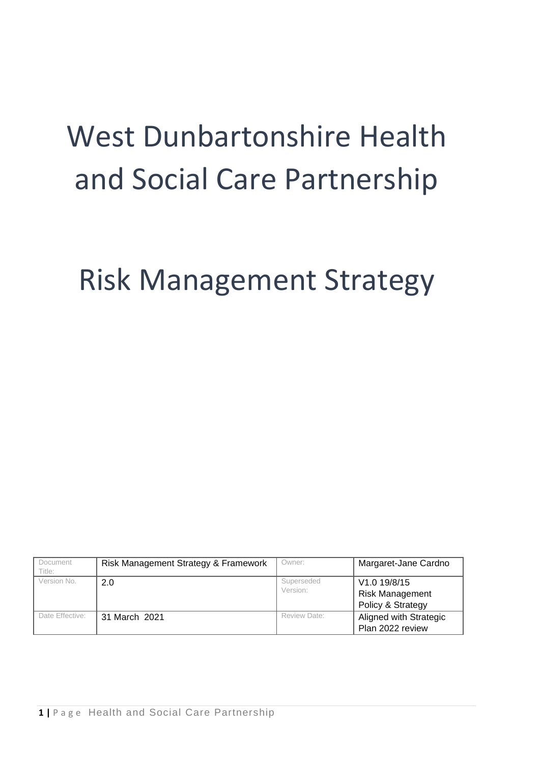# West Dunbartonshire Health and Social Care Partnership

# Risk Management Strategy

| Document Title: | Risk Management Strategy & Framework | Owner: | Margaret-Jane Cardno |
|---|---|---|---|
| Version No. | 2.0 | Superseded Version: | V1.0 19/8/15 Risk Management Policy & Strategy |
| Date Effective: | 31 March 2021 | Review Date: | Aligned with Strategic Plan 2022 review |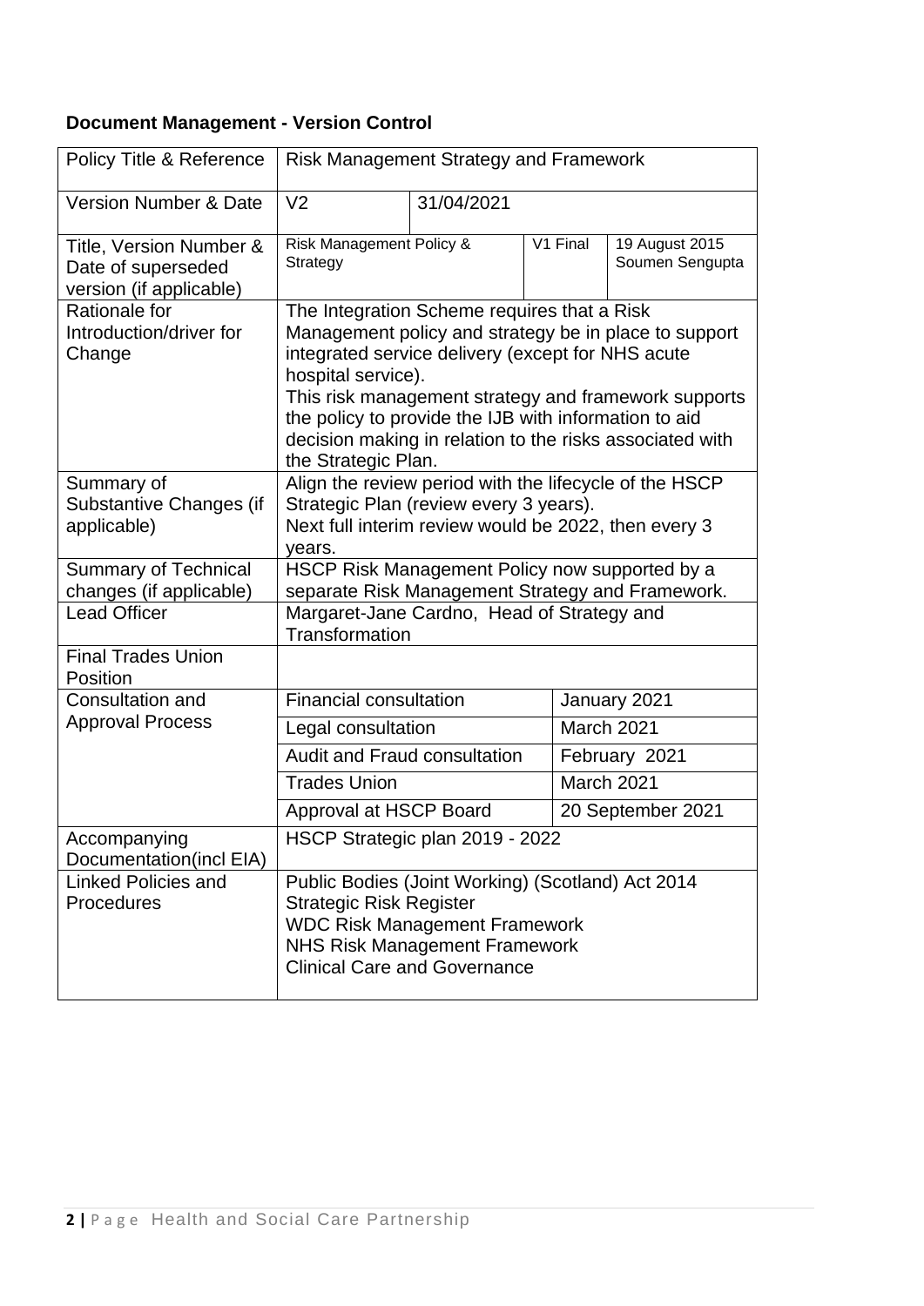**Document Management - Version Control**

| Policy Title & Reference | Risk Management Strategy and Framework | | | |
|---|---|---|---|---|
| Version Number & Date | V2 | 31/04/2021 | | |
| Title, Version Number & Date of superseded version (if applicable) | Risk Management Policy & Strategy | | V1 Final | 19 August 2015 Soumen Sengupta |
| Rationale for Introduction/driver for Change | The Integration Scheme requires that a Risk Management policy and strategy be in place to support integrated service delivery (except for NHS acute hospital service).<br>This risk management strategy and framework supports the policy to provide the IJB with information to aid decision making in relation to the risks associated with the Strategic Plan. | | | |
| Summary of Substantive Changes (if applicable) | Align the review period with the lifecycle of the HSCP Strategic Plan (review every 3 years).<br>Next full interim review would be 2022, then every 3 years. | | | |
| Summary of Technical changes (if applicable) | HSCP Risk Management Policy now supported by a separate Risk Management Strategy and Framework. | | | |
| Lead Officer | Margaret-Jane Cardno, Head of Strategy and Transformation | | | |
| Final Trades Union Position | | | | |
| Consultation and Approval Process | Financial consultation | | January 2021 | |
| | Legal consultation | | March 2021 | |
| | Audit and Fraud consultation | | February 2021 | |
| | Trades Union | | March 2021 | |
| | Approval at HSCP Board | | 20 September 2021 | |
| Accompanying Documentation(incl EIA) | HSCP Strategic plan 2019 - 2022 | | | |
| Linked Policies and Procedures | Public Bodies (Joint Working) (Scotland) Act 2014<br>Strategic Risk Register<br>WDC Risk Management Framework<br>NHS Risk Management Framework<br>Clinical Care and Governance | | | |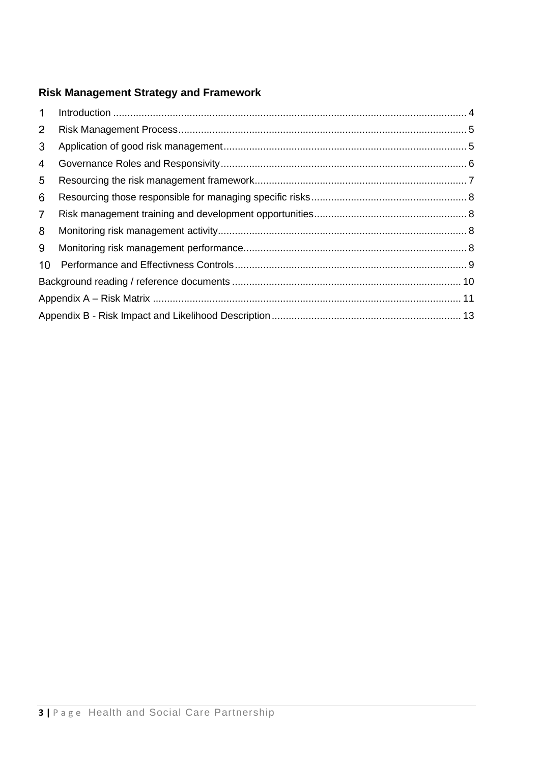## Risk Management Strategy and Framework

1 Introduction ..... 4
2 Risk Management Process ..... 5
3 Application of good risk management ..... 5
4 Governance Roles and Responsivity ..... 6
5 Resourcing the risk management framework ..... 7
6 Resourcing those responsible for managing specific risks ..... 8
7 Risk management training and development opportunities ..... 8
8 Monitoring risk management activity ..... 8
9 Monitoring risk management performance ..... 8
10 Performance and Effectivness Controls ..... 9
Background reading / reference documents ..... 10
Appendix A – Risk Matrix ..... 11
Appendix B - Risk Impact and Likelihood Description ..... 13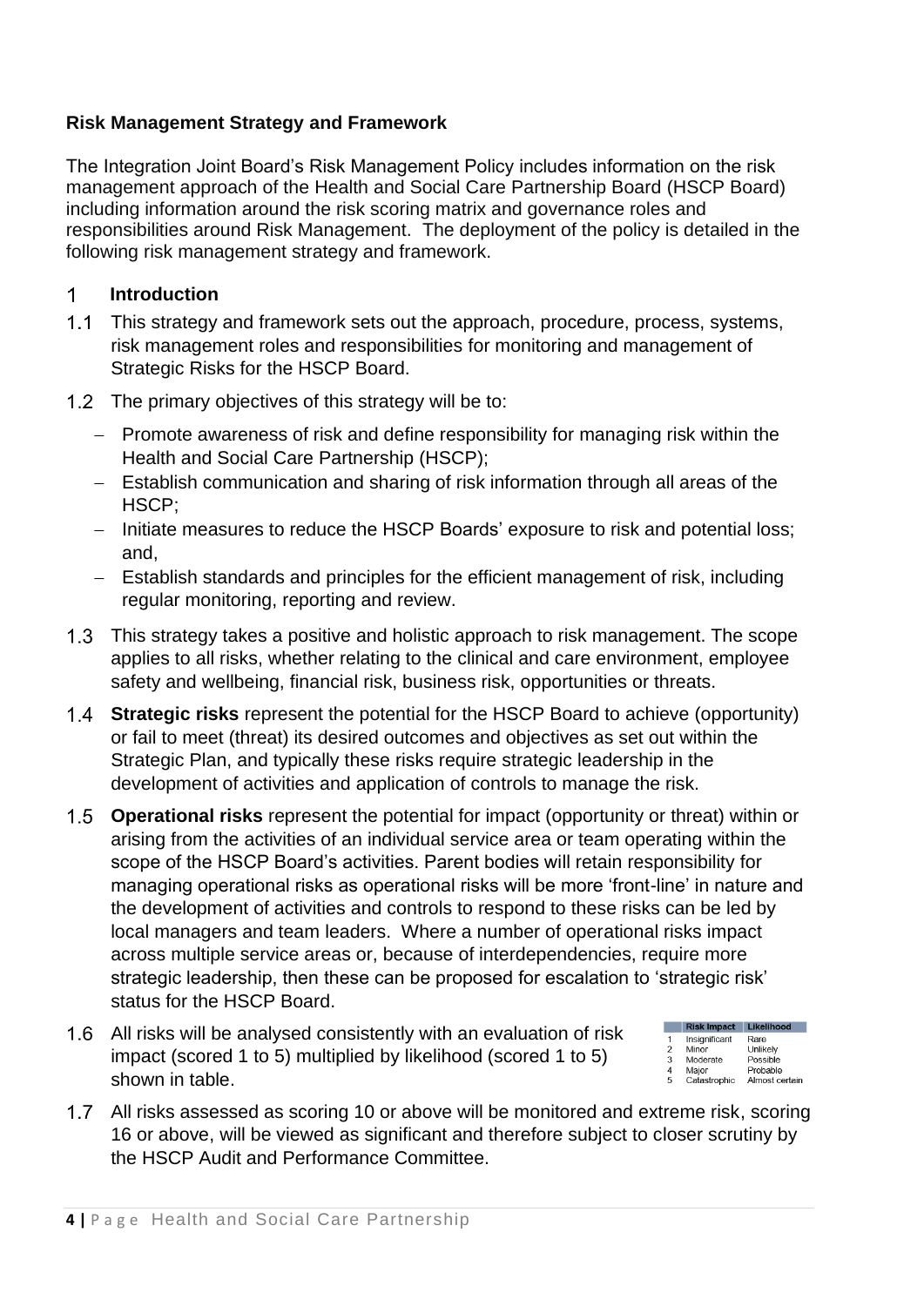**Risk Management Strategy and Framework**

The Integration Joint Board's Risk Management Policy includes information on the risk management approach of the Health and Social Care Partnership Board (HSCP Board) including information around the risk scoring matrix and governance roles and responsibilities around Risk Management. The deployment of the policy is detailed in the following risk management strategy and framework.

## 1 Introduction

1.1 This strategy and framework sets out the approach, procedure, process, systems, risk management roles and responsibilities for monitoring and management of Strategic Risks for the HSCP Board.

1.2 The primary objectives of this strategy will be to:

- Promote awareness of risk and define responsibility for managing risk within the Health and Social Care Partnership (HSCP);
- Establish communication and sharing of risk information through all areas of the HSCP;
- Initiate measures to reduce the HSCP Boards' exposure to risk and potential loss; and,
- Establish standards and principles for the efficient management of risk, including regular monitoring, reporting and review.

1.3 This strategy takes a positive and holistic approach to risk management. The scope applies to all risks, whether relating to the clinical and care environment, employee safety and wellbeing, financial risk, business risk, opportunities or threats.

1.4 **Strategic risks** represent the potential for the HSCP Board to achieve (opportunity) or fail to meet (threat) its desired outcomes and objectives as set out within the Strategic Plan, and typically these risks require strategic leadership in the development of activities and application of controls to manage the risk.

1.5 **Operational risks** represent the potential for impact (opportunity or threat) within or arising from the activities of an individual service area or team operating within the scope of the HSCP Board's activities. Parent bodies will retain responsibility for managing operational risks as operational risks will be more 'front-line' in nature and the development of activities and controls to respond to these risks can be led by local managers and team leaders. Where a number of operational risks impact across multiple service areas or, because of interdependencies, require more strategic leadership, then these can be proposed for escalation to 'strategic risk' status for the HSCP Board.

1.6 All risks will be analysed consistently with an evaluation of risk impact (scored 1 to 5) multiplied by likelihood (scored 1 to 5) shown in table.

| | Risk Impact | Likelihood |
|---|---|---|
| 1 | Insignificant | Rare |
| 2 | Minor | Unlikely |
| 3 | Moderate | Possible |
| 4 | Major | Probable |
| 5 | Catastrophic | Almost certain |

1.7 All risks assessed as scoring 10 or above will be monitored and extreme risk, scoring 16 or above, will be viewed as significant and therefore subject to closer scrutiny by the HSCP Audit and Performance Committee.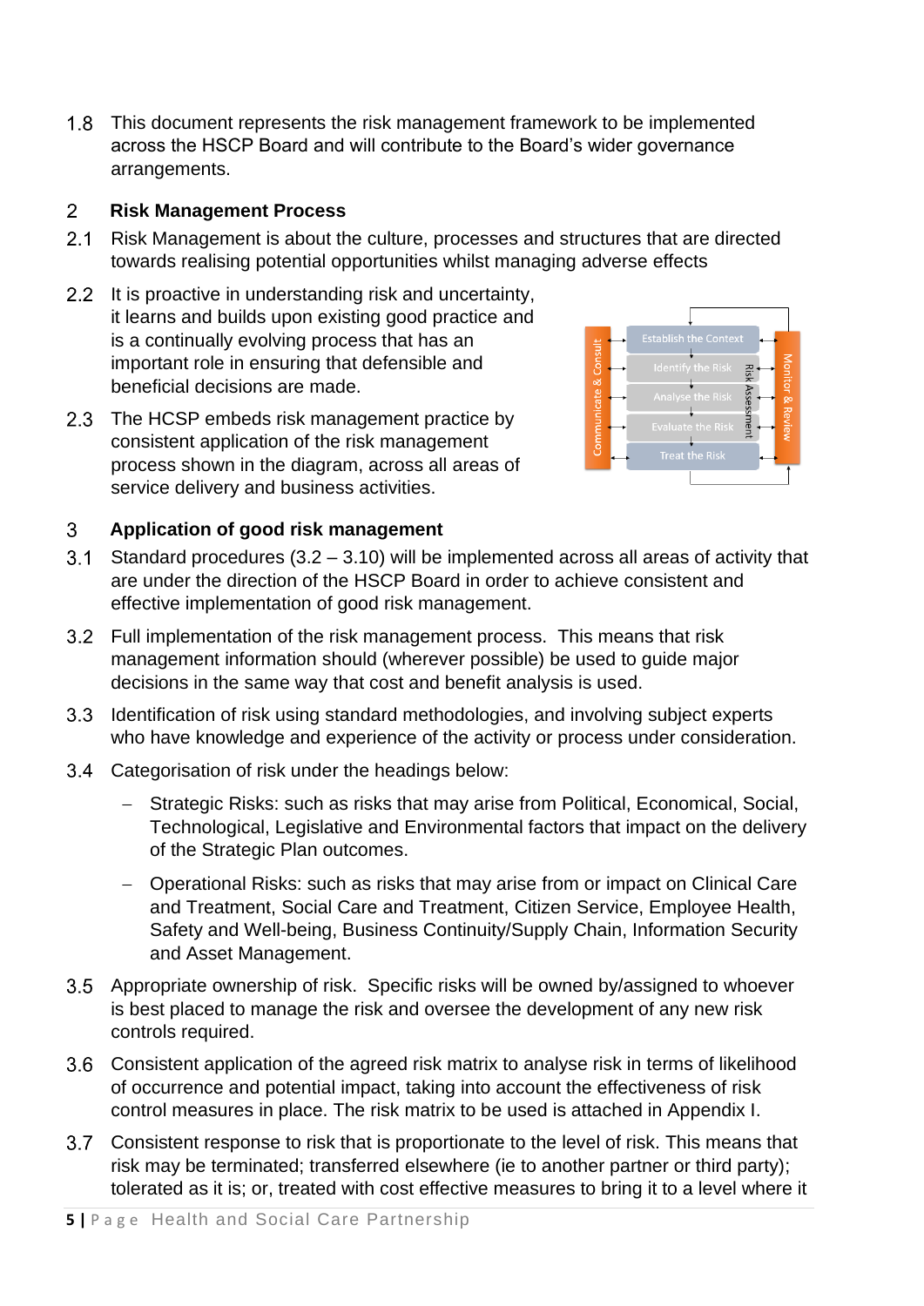1.8 This document represents the risk management framework to be implemented across the HSCP Board and will contribute to the Board's wider governance arrangements.

## 2 Risk Management Process

2.1 Risk Management is about the culture, processes and structures that are directed towards realising potential opportunities whilst managing adverse effects

2.2 It is proactive in understanding risk and uncertainty, it learns and builds upon existing good practice and is a continually evolving process that has an important role in ensuring that defensible and beneficial decisions are made.

2.3 The HCSP embeds risk management practice by consistent application of the risk management process shown in the diagram, across all areas of service delivery and business activities.

Communicate & Consult | Establish the Context | Identify the Risk | Analyse the Risk | Evaluate the Risk | Treat the Risk | Risk Assessment | Monitor & Review

## 3 Application of good risk management

3.1 Standard procedures (3.2 – 3.10) will be implemented across all areas of activity that are under the direction of the HSCP Board in order to achieve consistent and effective implementation of good risk management.

3.2 Full implementation of the risk management process. This means that risk management information should (wherever possible) be used to guide major decisions in the same way that cost and benefit analysis is used.

3.3 Identification of risk using standard methodologies, and involving subject experts who have knowledge and experience of the activity or process under consideration.

3.4 Categorisation of risk under the headings below:

- Strategic Risks: such as risks that may arise from Political, Economical, Social, Technological, Legislative and Environmental factors that impact on the delivery of the Strategic Plan outcomes.
- Operational Risks: such as risks that may arise from or impact on Clinical Care and Treatment, Social Care and Treatment, Citizen Service, Employee Health, Safety and Well-being, Business Continuity/Supply Chain, Information Security and Asset Management.

3.5 Appropriate ownership of risk. Specific risks will be owned by/assigned to whoever is best placed to manage the risk and oversee the development of any new risk controls required.

3.6 Consistent application of the agreed risk matrix to analyse risk in terms of likelihood of occurrence and potential impact, taking into account the effectiveness of risk control measures in place. The risk matrix to be used is attached in Appendix I.

3.7 Consistent response to risk that is proportionate to the level of risk. This means that risk may be terminated; transferred elsewhere (ie to another partner or third party); tolerated as it is; or, treated with cost effective measures to bring it to a level where it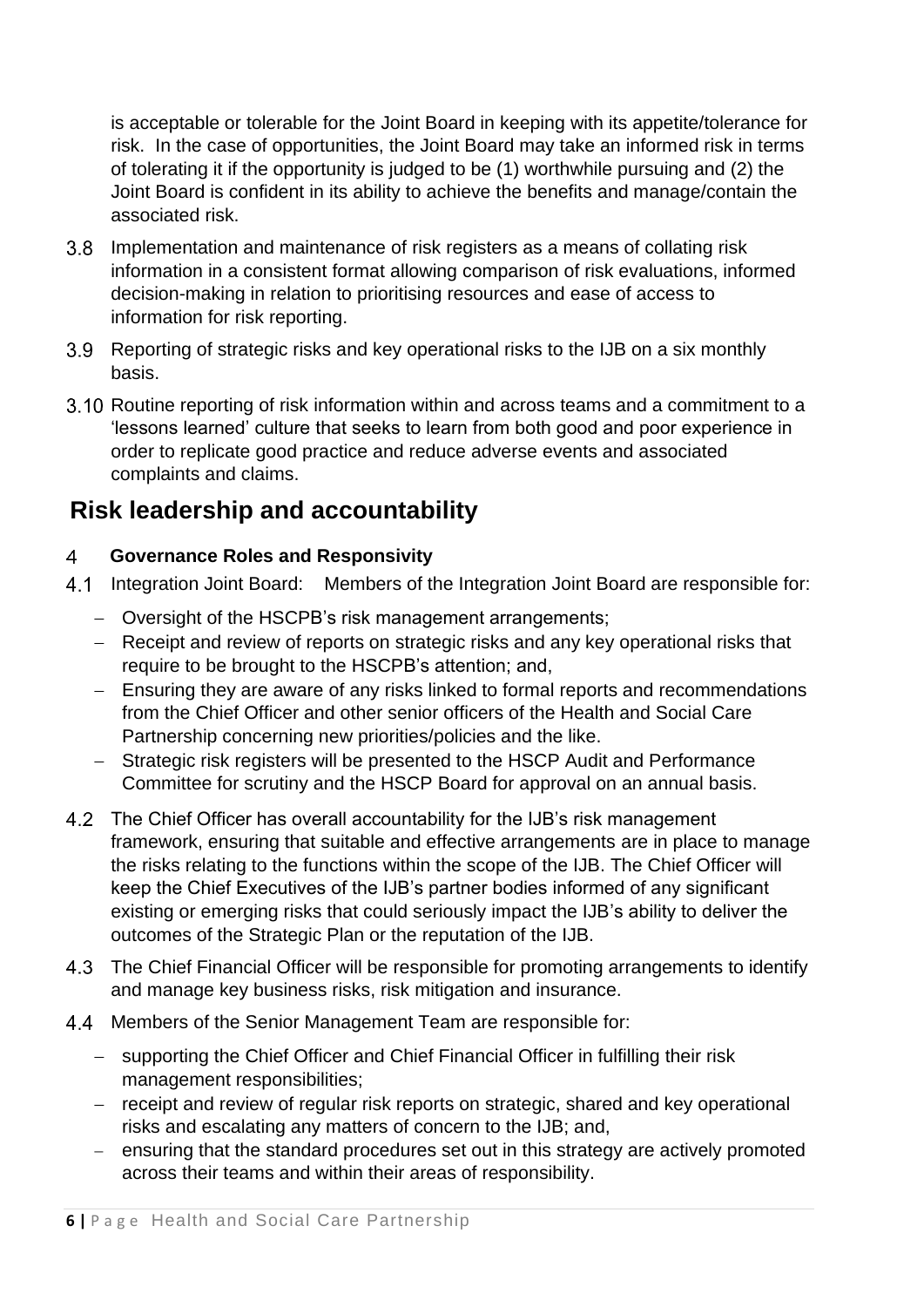is acceptable or tolerable for the Joint Board in keeping with its appetite/tolerance for risk. In the case of opportunities, the Joint Board may take an informed risk in terms of tolerating it if the opportunity is judged to be (1) worthwhile pursuing and (2) the Joint Board is confident in its ability to achieve the benefits and manage/contain the associated risk.

3.8 Implementation and maintenance of risk registers as a means of collating risk information in a consistent format allowing comparison of risk evaluations, informed decision-making in relation to prioritising resources and ease of access to information for risk reporting.

3.9 Reporting of strategic risks and key operational risks to the IJB on a six monthly basis.

3.10 Routine reporting of risk information within and across teams and a commitment to a 'lessons learned' culture that seeks to learn from both good and poor experience in order to replicate good practice and reduce adverse events and associated complaints and claims.

## Risk leadership and accountability

### 4 Governance Roles and Responsivity

4.1 Integration Joint Board: Members of the Integration Joint Board are responsible for:

- Oversight of the HSCPB's risk management arrangements;
- Receipt and review of reports on strategic risks and any key operational risks that require to be brought to the HSCPB's attention; and,
- Ensuring they are aware of any risks linked to formal reports and recommendations from the Chief Officer and other senior officers of the Health and Social Care Partnership concerning new priorities/policies and the like.
- Strategic risk registers will be presented to the HSCP Audit and Performance Committee for scrutiny and the HSCP Board for approval on an annual basis.

4.2 The Chief Officer has overall accountability for the IJB's risk management framework, ensuring that suitable and effective arrangements are in place to manage the risks relating to the functions within the scope of the IJB. The Chief Officer will keep the Chief Executives of the IJB's partner bodies informed of any significant existing or emerging risks that could seriously impact the IJB's ability to deliver the outcomes of the Strategic Plan or the reputation of the IJB.

4.3 The Chief Financial Officer will be responsible for promoting arrangements to identify and manage key business risks, risk mitigation and insurance.

4.4 Members of the Senior Management Team are responsible for:

- supporting the Chief Officer and Chief Financial Officer in fulfilling their risk management responsibilities;
- receipt and review of regular risk reports on strategic, shared and key operational risks and escalating any matters of concern to the IJB; and,
- ensuring that the standard procedures set out in this strategy are actively promoted across their teams and within their areas of responsibility.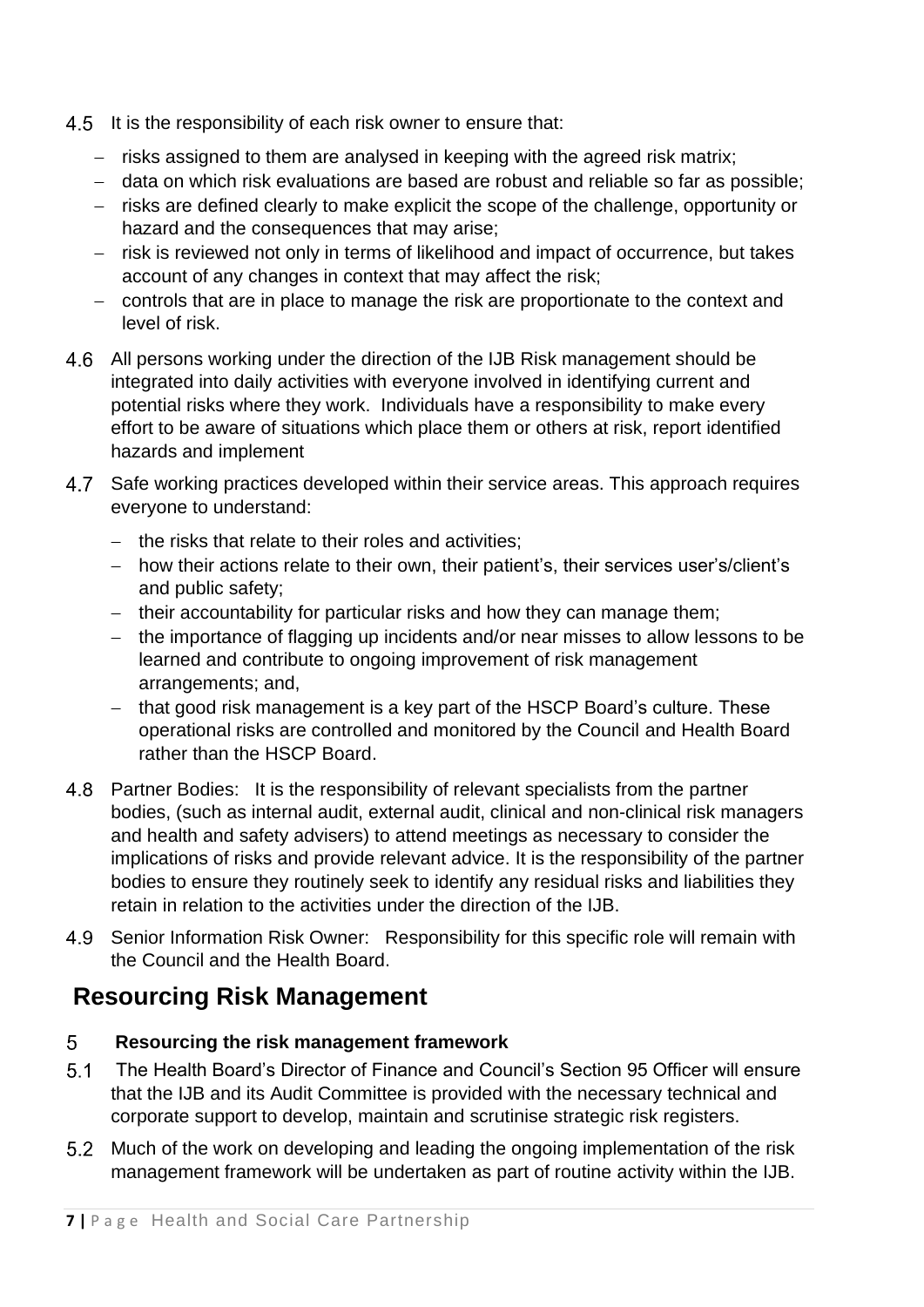4.5 It is the responsibility of each risk owner to ensure that:

- risks assigned to them are analysed in keeping with the agreed risk matrix;
- data on which risk evaluations are based are robust and reliable so far as possible;
- risks are defined clearly to make explicit the scope of the challenge, opportunity or hazard and the consequences that may arise;
- risk is reviewed not only in terms of likelihood and impact of occurrence, but takes account of any changes in context that may affect the risk;
- controls that are in place to manage the risk are proportionate to the context and level of risk.

4.6 All persons working under the direction of the IJB Risk management should be integrated into daily activities with everyone involved in identifying current and potential risks where they work. Individuals have a responsibility to make every effort to be aware of situations which place them or others at risk, report identified hazards and implement

4.7 Safe working practices developed within their service areas. This approach requires everyone to understand:

- the risks that relate to their roles and activities;
- how their actions relate to their own, their patient's, their services user's/client's and public safety;
- their accountability for particular risks and how they can manage them;
- the importance of flagging up incidents and/or near misses to allow lessons to be learned and contribute to ongoing improvement of risk management arrangements; and,
- that good risk management is a key part of the HSCP Board's culture. These operational risks are controlled and monitored by the Council and Health Board rather than the HSCP Board.

4.8 Partner Bodies: It is the responsibility of relevant specialists from the partner bodies, (such as internal audit, external audit, clinical and non-clinical risk managers and health and safety advisers) to attend meetings as necessary to consider the implications of risks and provide relevant advice. It is the responsibility of the partner bodies to ensure they routinely seek to identify any residual risks and liabilities they retain in relation to the activities under the direction of the IJB.

4.9 Senior Information Risk Owner: Responsibility for this specific role will remain with the Council and the Health Board.

## Resourcing Risk Management

### 5 Resourcing the risk management framework

5.1 The Health Board's Director of Finance and Council's Section 95 Officer will ensure that the IJB and its Audit Committee is provided with the necessary technical and corporate support to develop, maintain and scrutinise strategic risk registers.

5.2 Much of the work on developing and leading the ongoing implementation of the risk management framework will be undertaken as part of routine activity within the IJB.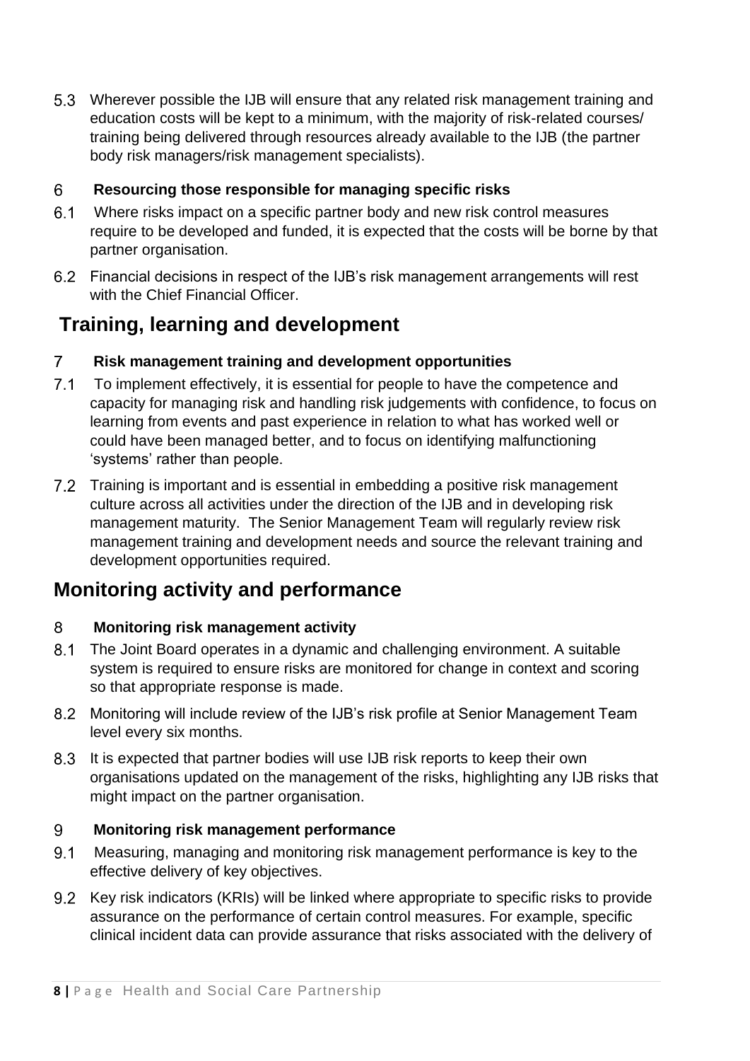5.3 Wherever possible the IJB will ensure that any related risk management training and education costs will be kept to a minimum, with the majority of risk-related courses/ training being delivered through resources already available to the IJB (the partner body risk managers/risk management specialists).

### 6 Resourcing those responsible for managing specific risks

6.1 Where risks impact on a specific partner body and new risk control measures require to be developed and funded, it is expected that the costs will be borne by that partner organisation.

6.2 Financial decisions in respect of the IJB's risk management arrangements will rest with the Chief Financial Officer.

## Training, learning and development

### 7 Risk management training and development opportunities

7.1 To implement effectively, it is essential for people to have the competence and capacity for managing risk and handling risk judgements with confidence, to focus on learning from events and past experience in relation to what has worked well or could have been managed better, and to focus on identifying malfunctioning 'systems' rather than people.

7.2 Training is important and is essential in embedding a positive risk management culture across all activities under the direction of the IJB and in developing risk management maturity. The Senior Management Team will regularly review risk management training and development needs and source the relevant training and development opportunities required.

## Monitoring activity and performance

### 8 Monitoring risk management activity

8.1 The Joint Board operates in a dynamic and challenging environment. A suitable system is required to ensure risks are monitored for change in context and scoring so that appropriate response is made.

8.2 Monitoring will include review of the IJB's risk profile at Senior Management Team level every six months.

8.3 It is expected that partner bodies will use IJB risk reports to keep their own organisations updated on the management of the risks, highlighting any IJB risks that might impact on the partner organisation.

### 9 Monitoring risk management performance

9.1 Measuring, managing and monitoring risk management performance is key to the effective delivery of key objectives.

9.2 Key risk indicators (KRIs) will be linked where appropriate to specific risks to provide assurance on the performance of certain control measures. For example, specific clinical incident data can provide assurance that risks associated with the delivery of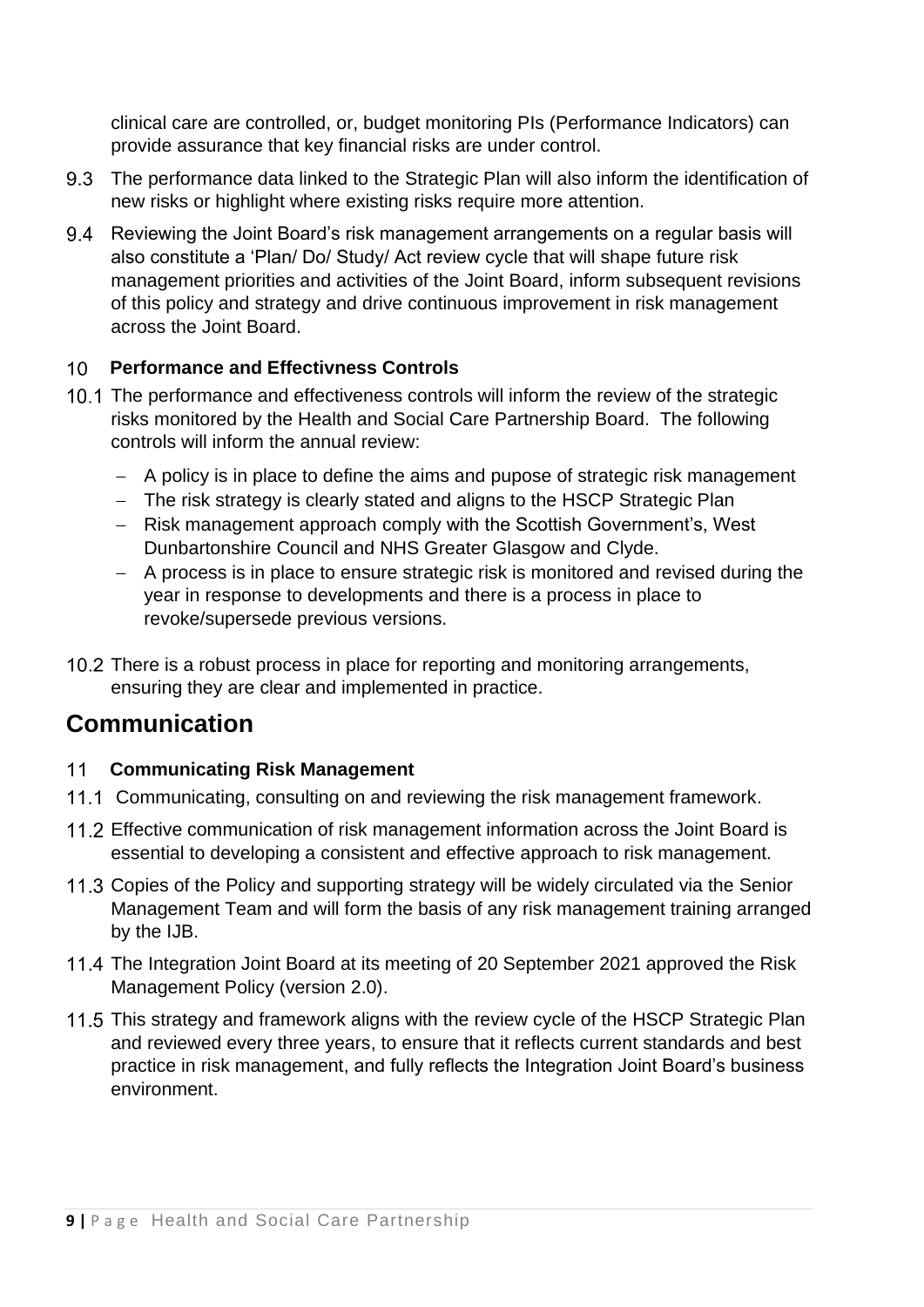clinical care are controlled, or, budget monitoring PIs (Performance Indicators) can provide assurance that key financial risks are under control.

9.3 The performance data linked to the Strategic Plan will also inform the identification of new risks or highlight where existing risks require more attention.

9.4 Reviewing the Joint Board's risk management arrangements on a regular basis will also constitute a 'Plan/ Do/ Study/ Act review cycle that will shape future risk management priorities and activities of the Joint Board, inform subsequent revisions of this policy and strategy and drive continuous improvement in risk management across the Joint Board.

### 10 Performance and Effectivness Controls

10.1 The performance and effectiveness controls will inform the review of the strategic risks monitored by the Health and Social Care Partnership Board. The following controls will inform the annual review:

- A policy is in place to define the aims and pupose of strategic risk management
- The risk strategy is clearly stated and aligns to the HSCP Strategic Plan
- Risk management approach comply with the Scottish Government's, West Dunbartonshire Council and NHS Greater Glasgow and Clyde.
- A process is in place to ensure strategic risk is monitored and revised during the year in response to developments and there is a process in place to revoke/supersede previous versions.

10.2 There is a robust process in place for reporting and monitoring arrangements, ensuring they are clear and implemented in practice.

## Communication

### 11 Communicating Risk Management

11.1 Communicating, consulting on and reviewing the risk management framework.

11.2 Effective communication of risk management information across the Joint Board is essential to developing a consistent and effective approach to risk management.

11.3 Copies of the Policy and supporting strategy will be widely circulated via the Senior Management Team and will form the basis of any risk management training arranged by the IJB.

11.4 The Integration Joint Board at its meeting of 20 September 2021 approved the Risk Management Policy (version 2.0).

11.5 This strategy and framework aligns with the review cycle of the HSCP Strategic Plan and reviewed every three years, to ensure that it reflects current standards and best practice in risk management, and fully reflects the Integration Joint Board's business environment.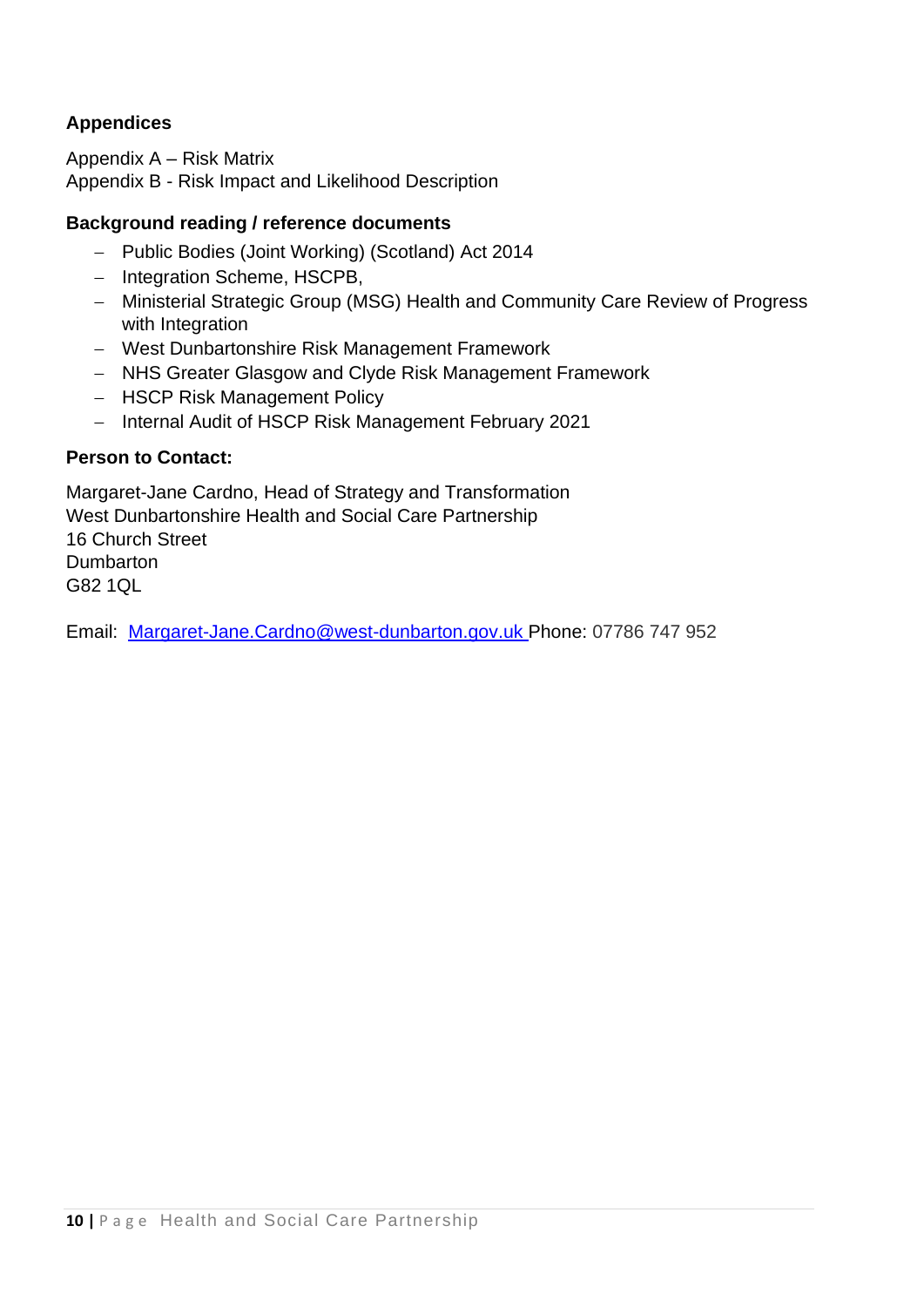**Appendices**

Appendix A – Risk Matrix
Appendix B - Risk Impact and Likelihood Description

**Background reading / reference documents**

- Public Bodies (Joint Working) (Scotland) Act 2014
- Integration Scheme, HSCPB,
- Ministerial Strategic Group (MSG) Health and Community Care Review of Progress with Integration
- West Dunbartonshire Risk Management Framework
- NHS Greater Glasgow and Clyde Risk Management Framework
- HSCP Risk Management Policy
- Internal Audit of HSCP Risk Management February 2021

**Person to Contact:**

Margaret-Jane Cardno, Head of Strategy and Transformation
West Dunbartonshire Health and Social Care Partnership
16 Church Street
Dumbarton
G82 1QL

Email: [Margaret-Jane.Cardno@west-dunbarton.gov.uk](mailto:Margaret-Jane.Cardno@west-dunbarton.gov.uk) Phone: 07786 747 952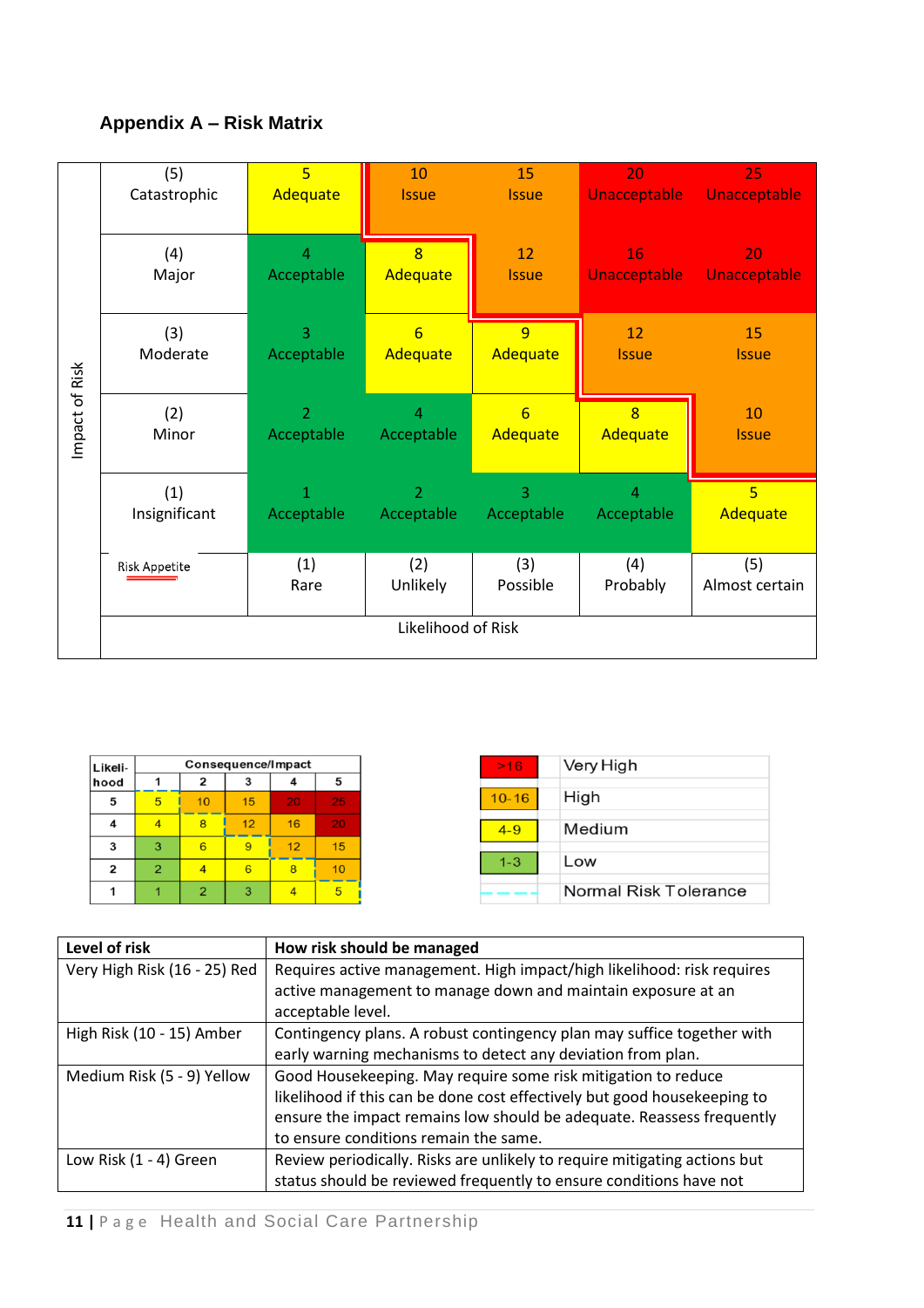## Appendix A – Risk Matrix

| Impact of Risk | | | | | | |
|---|---|---|---|---|---|---|
| | (5) Catastrophic | 5 Adequate | 10 Issue | 15 Issue | 20 Unacceptable | 25 Unacceptable |
| | (4) Major | 4 Acceptable | 8 Adequate | 12 Issue | 16 Unacceptable | 20 Unacceptable |
| | (3) Moderate | 3 Acceptable | 6 Adequate | 9 Adequate | 12 Issue | 15 Issue |
| | (2) Minor | 2 Acceptable | 4 Acceptable | 6 Adequate | 8 Adequate | 10 Issue |
| | (1) Insignificant | 1 Acceptable | 2 Acceptable | 3 Acceptable | 4 Acceptable | 5 Adequate |
| | Risk Appetite | (1) Rare | (2) Unlikely | (3) Possible | (4) Probably | (5) Almost certain |
| | | Likelihood of Risk | | | | |

| Likeli-hood | Consequence/Impact | | | | |
|---|---|---|---|---|---|
| | 1 | 2 | 3 | 4 | 5 |
| 5 | 5 | 10 | 15 | 20 | 25 |
| 4 | 4 | 8 | 12 | 16 | 20 |
| 3 | 3 | 6 | 9 | 12 | 15 |
| 2 | 2 | 4 | 6 | 8 | 10 |
| 1 | 1 | 2 | 3 | 4 | 5 |

| | |
|---|---|
| >16 | Very High |
| 10-16 | High |
| 4-9 | Medium |
| 1-3 | Low |
| - - - - | Normal Risk Tolerance |

| Level of risk | How risk should be managed |
|---|---|
| Very High Risk (16 - 25) Red | Requires active management. High impact/high likelihood: risk requires active management to manage down and maintain exposure at an acceptable level. |
| High Risk (10 - 15) Amber | Contingency plans. A robust contingency plan may suffice together with early warning mechanisms to detect any deviation from plan. |
| Medium Risk (5 - 9) Yellow | Good Housekeeping. May require some risk mitigation to reduce likelihood if this can be done cost effectively but good housekeeping to ensure the impact remains low should be adequate. Reassess frequently to ensure conditions remain the same. |
| Low Risk (1 - 4) Green | Review periodically. Risks are unlikely to require mitigating actions but status should be reviewed frequently to ensure conditions have not |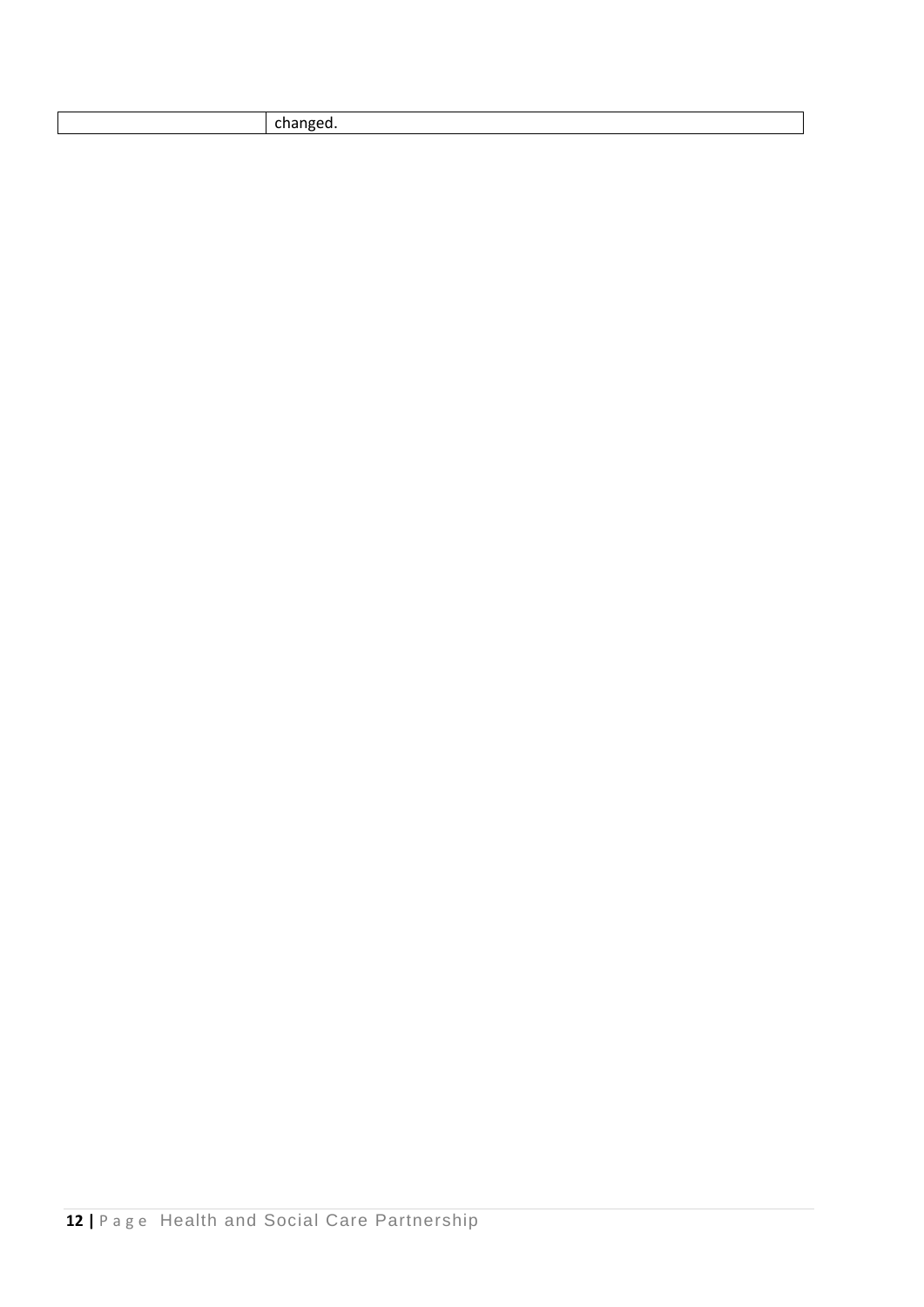| | |
|---|---|
| | changed. |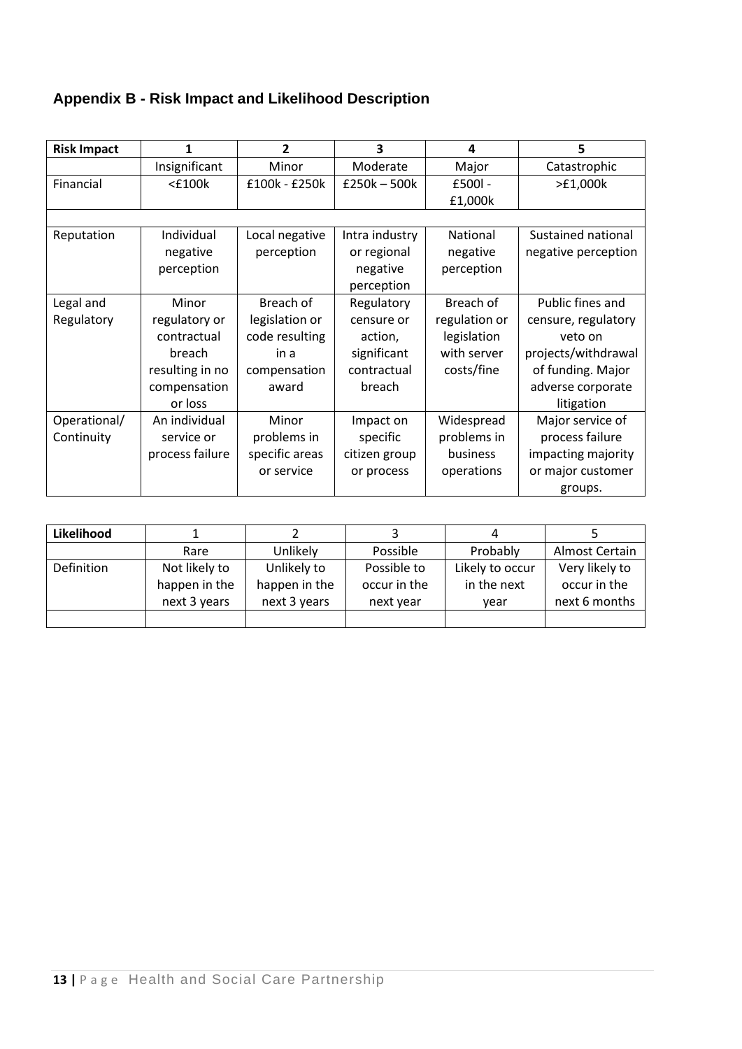## Appendix B - Risk Impact and Likelihood Description

| Risk Impact | 1 | 2 | 3 | 4 | 5 |
|---|---|---|---|---|---|
| | Insignificant | Minor | Moderate | Major | Catastrophic |
| Financial | <£100k | £100k - £250k | £250k – 500k | £500l - £1,000k | >£1,000k |
| | | | | | |
| Reputation | Individual negative perception | Local negative perception | Intra industry or regional negative perception | National negative perception | Sustained national negative perception |
| Legal and Regulatory | Minor regulatory or contractual breach resulting in no compensation or loss | Breach of legislation or code resulting in a compensation award | Regulatory censure or action, significant contractual breach | Breach of regulation or legislation with server costs/fine | Public fines and censure, regulatory veto on projects/withdrawal of funding. Major adverse corporate litigation |
| Operational/ Continuity | An individual service or process failure | Minor problems in specific areas or service | Impact on specific citizen group or process | Widespread problems in business operations | Major service of process failure impacting majority or major customer groups. |

| Likelihood | 1 | 2 | 3 | 4 | 5 |
|---|---|---|---|---|---|
| | Rare | Unlikely | Possible | Probably | Almost Certain |
| Definition | Not likely to happen in the next 3 years | Unlikely to happen in the next 3 years | Possible to occur in the next year | Likely to occur in the next year | Very likely to occur in the next 6 months |
| | | | | | |